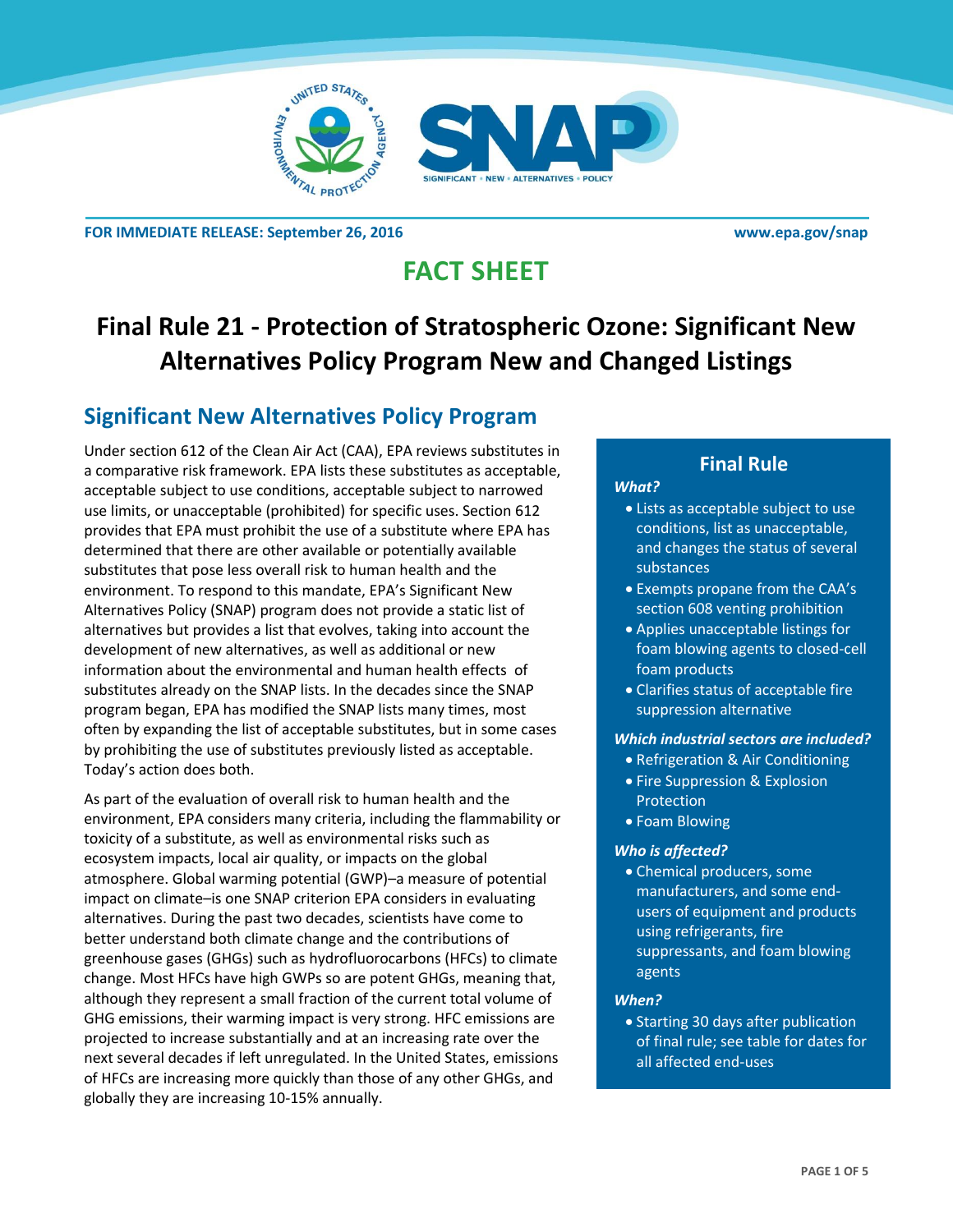**FOR IMMEDIATE RELEASE: September 26, 2016** **www.epa.gov/snap**

# FACT SHEET

# Final Rule 21 - Protection of Stratospheric Ozone: Significant New Alternatives Policy Program New and Changed Listings

## Significant New Alternatives Policy Program

Under section 612 of the Clean Air Act (CAA), EPA reviews substitutes in a comparative risk framework. EPA lists these substitutes as acceptable, acceptable subject to use conditions, acceptable subject to narrowed use limits, or unacceptable (prohibited) for specific uses. Section 612 provides that EPA must prohibit the use of a substitute where EPA has determined that there are other available or potentially available substitutes that pose less overall risk to human health and the environment. To respond to this mandate, EPA's Significant New Alternatives Policy (SNAP) program does not provide a static list of alternatives but provides a list that evolves, taking into account the development of new alternatives, as well as additional or new information about the environmental and human health effects of substitutes already on the SNAP lists. In the decades since the SNAP program began, EPA has modified the SNAP lists many times, most often by expanding the list of acceptable substitutes, but in some cases by prohibiting the use of substitutes previously listed as acceptable. Today's action does both.

As part of the evaluation of overall risk to human health and the environment, EPA considers many criteria, including the flammability or toxicity of a substitute, as well as environmental risks such as ecosystem impacts, local air quality, or impacts on the global atmosphere. Global warming potential (GWP)–a measure of potential impact on climate–is one SNAP criterion EPA considers in evaluating alternatives. During the past two decades, scientists have come to better understand both climate change and the contributions of greenhouse gases (GHGs) such as hydrofluorocarbons (HFCs) to climate change. Most HFCs have high GWPs so are potent GHGs, meaning that, although they represent a small fraction of the current total volume of GHG emissions, their warming impact is very strong. HFC emissions are projected to increase substantially and at an increasing rate over the next several decades if left unregulated. In the United States, emissions of HFCs are increasing more quickly than those of any other GHGs, and globally they are increasing 10-15% annually.

### Final Rule

***What?***

- Lists as acceptable subject to use conditions, list as unacceptable, and changes the status of several substances
- Exempts propane from the CAA's section 608 venting prohibition
- Applies unacceptable listings for foam blowing agents to closed-cell foam products
- Clarifies status of acceptable fire suppression alternative

***Which industrial sectors are included?***

- Refrigeration & Air Conditioning
- Fire Suppression & Explosion Protection
- Foam Blowing

***Who is affected?***

- Chemical producers, some manufacturers, and some end-users of equipment and products using refrigerants, fire suppressants, and foam blowing agents

***When?***

- Starting 30 days after publication of final rule; see table for dates for all affected end-uses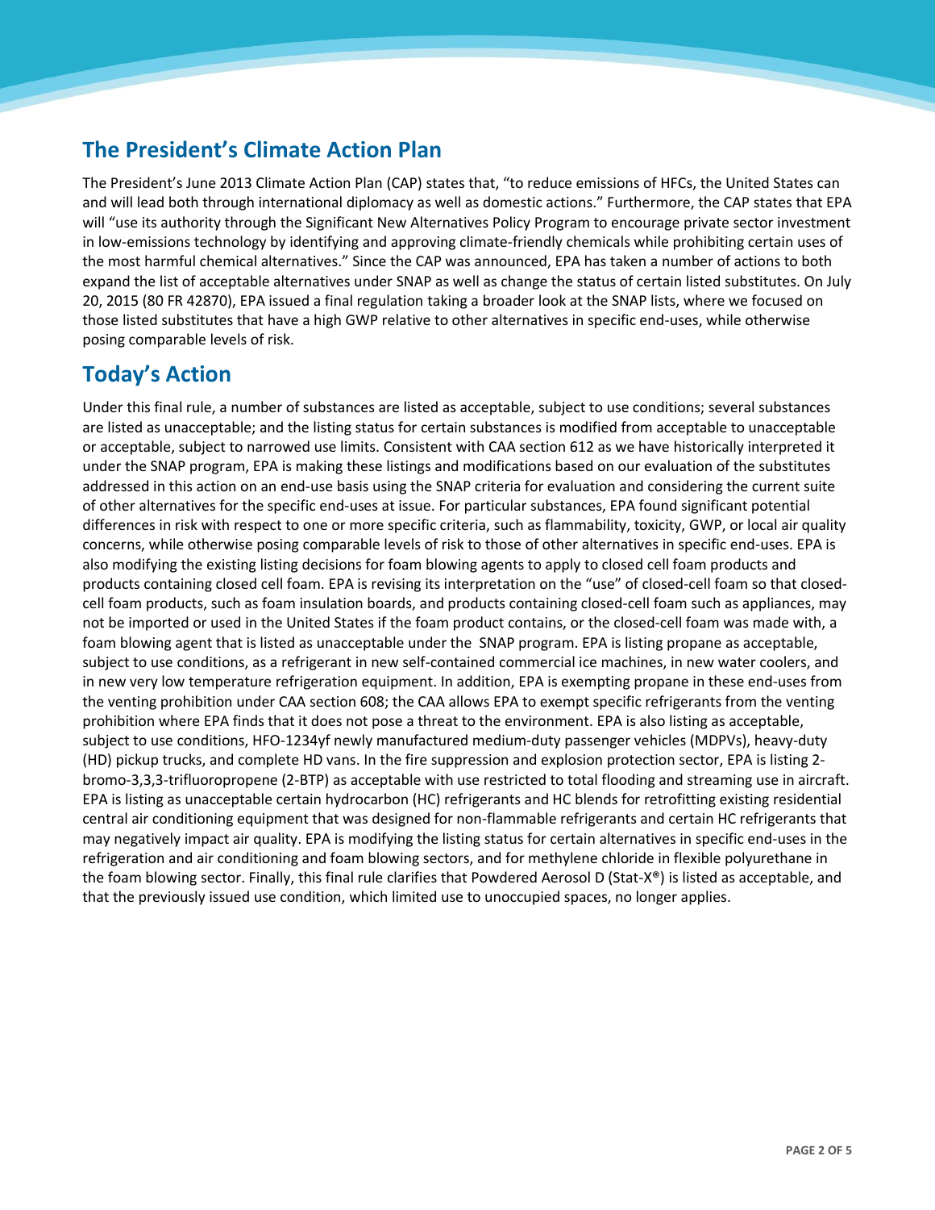## The President's Climate Action Plan

The President's June 2013 Climate Action Plan (CAP) states that, "to reduce emissions of HFCs, the United States can and will lead both through international diplomacy as well as domestic actions." Furthermore, the CAP states that EPA will "use its authority through the Significant New Alternatives Policy Program to encourage private sector investment in low-emissions technology by identifying and approving climate-friendly chemicals while prohibiting certain uses of the most harmful chemical alternatives." Since the CAP was announced, EPA has taken a number of actions to both expand the list of acceptable alternatives under SNAP as well as change the status of certain listed substitutes. On July 20, 2015 (80 FR 42870), EPA issued a final regulation taking a broader look at the SNAP lists, where we focused on those listed substitutes that have a high GWP relative to other alternatives in specific end-uses, while otherwise posing comparable levels of risk.

## Today's Action

Under this final rule, a number of substances are listed as acceptable, subject to use conditions; several substances are listed as unacceptable; and the listing status for certain substances is modified from acceptable to unacceptable or acceptable, subject to narrowed use limits. Consistent with CAA section 612 as we have historically interpreted it under the SNAP program, EPA is making these listings and modifications based on our evaluation of the substitutes addressed in this action on an end-use basis using the SNAP criteria for evaluation and considering the current suite of other alternatives for the specific end-uses at issue. For particular substances, EPA found significant potential differences in risk with respect to one or more specific criteria, such as flammability, toxicity, GWP, or local air quality concerns, while otherwise posing comparable levels of risk to those of other alternatives in specific end-uses. EPA is also modifying the existing listing decisions for foam blowing agents to apply to closed cell foam products and products containing closed cell foam. EPA is revising its interpretation on the "use" of closed-cell foam so that closed-cell foam products, such as foam insulation boards, and products containing closed-cell foam such as appliances, may not be imported or used in the United States if the foam product contains, or the closed-cell foam was made with, a foam blowing agent that is listed as unacceptable under the SNAP program. EPA is listing propane as acceptable, subject to use conditions, as a refrigerant in new self-contained commercial ice machines, in new water coolers, and in new very low temperature refrigeration equipment. In addition, EPA is exempting propane in these end-uses from the venting prohibition under CAA section 608; the CAA allows EPA to exempt specific refrigerants from the venting prohibition where EPA finds that it does not pose a threat to the environment. EPA is also listing as acceptable, subject to use conditions, HFO-1234yf newly manufactured medium-duty passenger vehicles (MDPVs), heavy-duty (HD) pickup trucks, and complete HD vans. In the fire suppression and explosion protection sector, EPA is listing 2-bromo-3,3,3-trifluoropropene (2-BTP) as acceptable with use restricted to total flooding and streaming use in aircraft. EPA is listing as unacceptable certain hydrocarbon (HC) refrigerants and HC blends for retrofitting existing residential central air conditioning equipment that was designed for non-flammable refrigerants and certain HC refrigerants that may negatively impact air quality. EPA is modifying the listing status for certain alternatives in specific end-uses in the refrigeration and air conditioning and foam blowing sectors, and for methylene chloride in flexible polyurethane in the foam blowing sector. Finally, this final rule clarifies that Powdered Aerosol D (Stat-X®) is listed as acceptable, and that the previously issued use condition, which limited use to unoccupied spaces, no longer applies.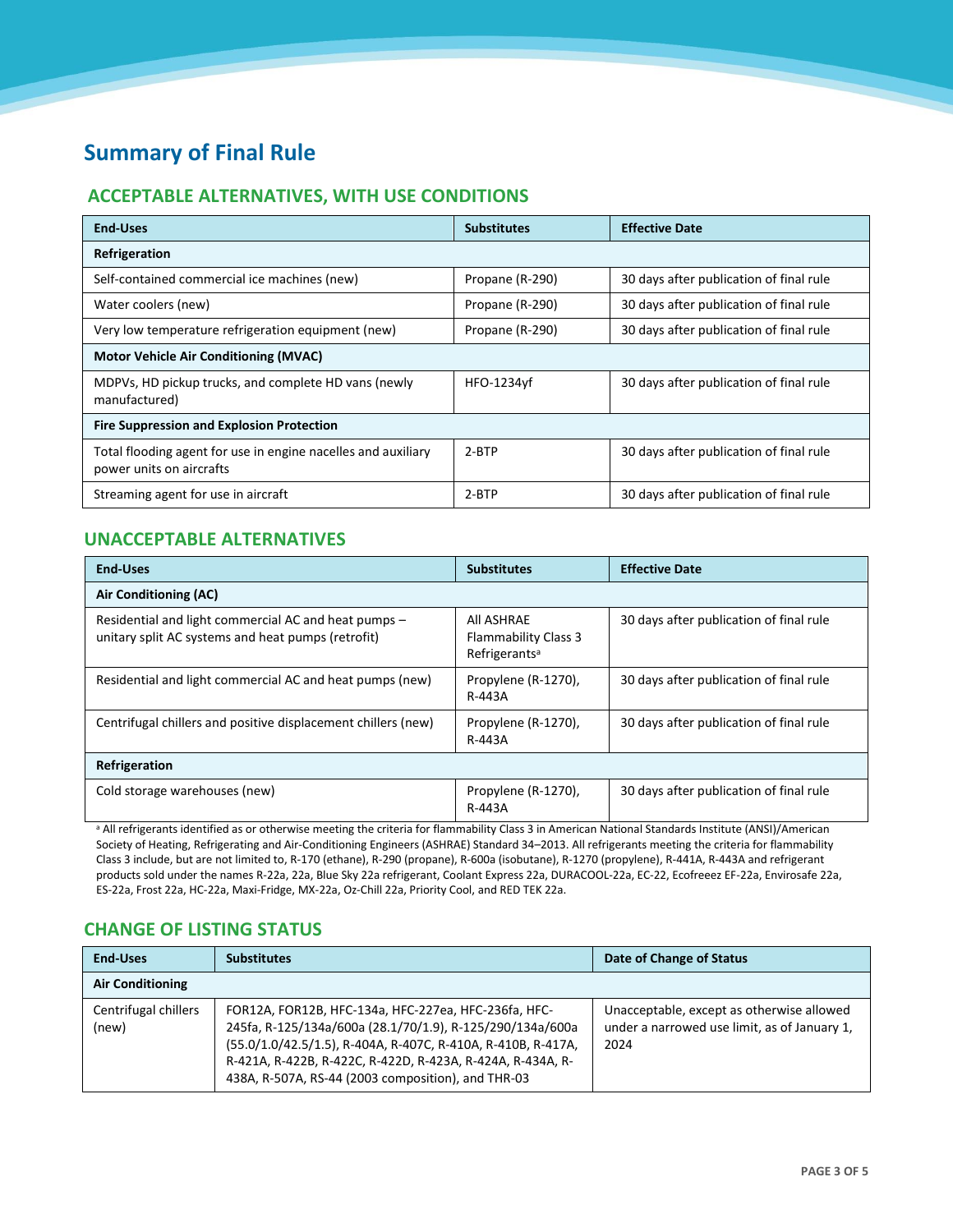# Summary of Final Rule

## ACCEPTABLE ALTERNATIVES, WITH USE CONDITIONS

| End-Uses | Substitutes | Effective Date |
|---|---|---|
| **Refrigeration** | | |
| Self-contained commercial ice machines (new) | Propane (R-290) | 30 days after publication of final rule |
| Water coolers (new) | Propane (R-290) | 30 days after publication of final rule |
| Very low temperature refrigeration equipment (new) | Propane (R-290) | 30 days after publication of final rule |
| **Motor Vehicle Air Conditioning (MVAC)** | | |
| MDPVs, HD pickup trucks, and complete HD vans (newly manufactured) | HFO-1234yf | 30 days after publication of final rule |
| **Fire Suppression and Explosion Protection** | | |
| Total flooding agent for use in engine nacelles and auxiliary power units on aircrafts | 2-BTP | 30 days after publication of final rule |
| Streaming agent for use in aircraft | 2-BTP | 30 days after publication of final rule |

## UNACCEPTABLE ALTERNATIVES

| End-Uses | Substitutes | Effective Date |
|---|---|---|
| **Air Conditioning (AC)** | | |
| Residential and light commercial AC and heat pumps – unitary split AC systems and heat pumps (retrofit) | All ASHRAE Flammability Class 3 Refrigerants[a] | 30 days after publication of final rule |
| Residential and light commercial AC and heat pumps (new) | Propylene (R-1270), R-443A | 30 days after publication of final rule |
| Centrifugal chillers and positive displacement chillers (new) | Propylene (R-1270), R-443A | 30 days after publication of final rule |
| **Refrigeration** | | |
| Cold storage warehouses (new) | Propylene (R-1270), R-443A | 30 days after publication of final rule |

[a] All refrigerants identified as or otherwise meeting the criteria for flammability Class 3 in American National Standards Institute (ANSI)/American Society of Heating, Refrigerating and Air-Conditioning Engineers (ASHRAE) Standard 34–2013. All refrigerants meeting the criteria for flammability Class 3 include, but are not limited to, R-170 (ethane), R-290 (propane), R-600a (isobutane), R-1270 (propylene), R-441A, R-443A and refrigerant products sold under the names R-22a, 22a, Blue Sky 22a refrigerant, Coolant Express 22a, DURACOOL-22a, EC-22, Ecofreeez EF-22a, Envirosafe 22a, ES-22a, Frost 22a, HC-22a, Maxi-Fridge, MX-22a, Oz-Chill 22a, Priority Cool, and RED TEK 22a.

## CHANGE OF LISTING STATUS

| End-Uses | Substitutes | Date of Change of Status |
|---|---|---|
| **Air Conditioning** | | |
| Centrifugal chillers (new) | FOR12A, FOR12B, HFC-134a, HFC-227ea, HFC-236fa, HFC-245fa, R-125/134a/600a (28.1/70/1.9), R-125/290/134a/600a (55.0/1.0/42.5/1.5), R-404A, R-407C, R-410A, R-410B, R-417A, R-421A, R-422B, R-422C, R-422D, R-423A, R-424A, R-434A, R-438A, R-507A, RS-44 (2003 composition), and THR-03 | Unacceptable, except as otherwise allowed under a narrowed use limit, as of January 1, 2024 |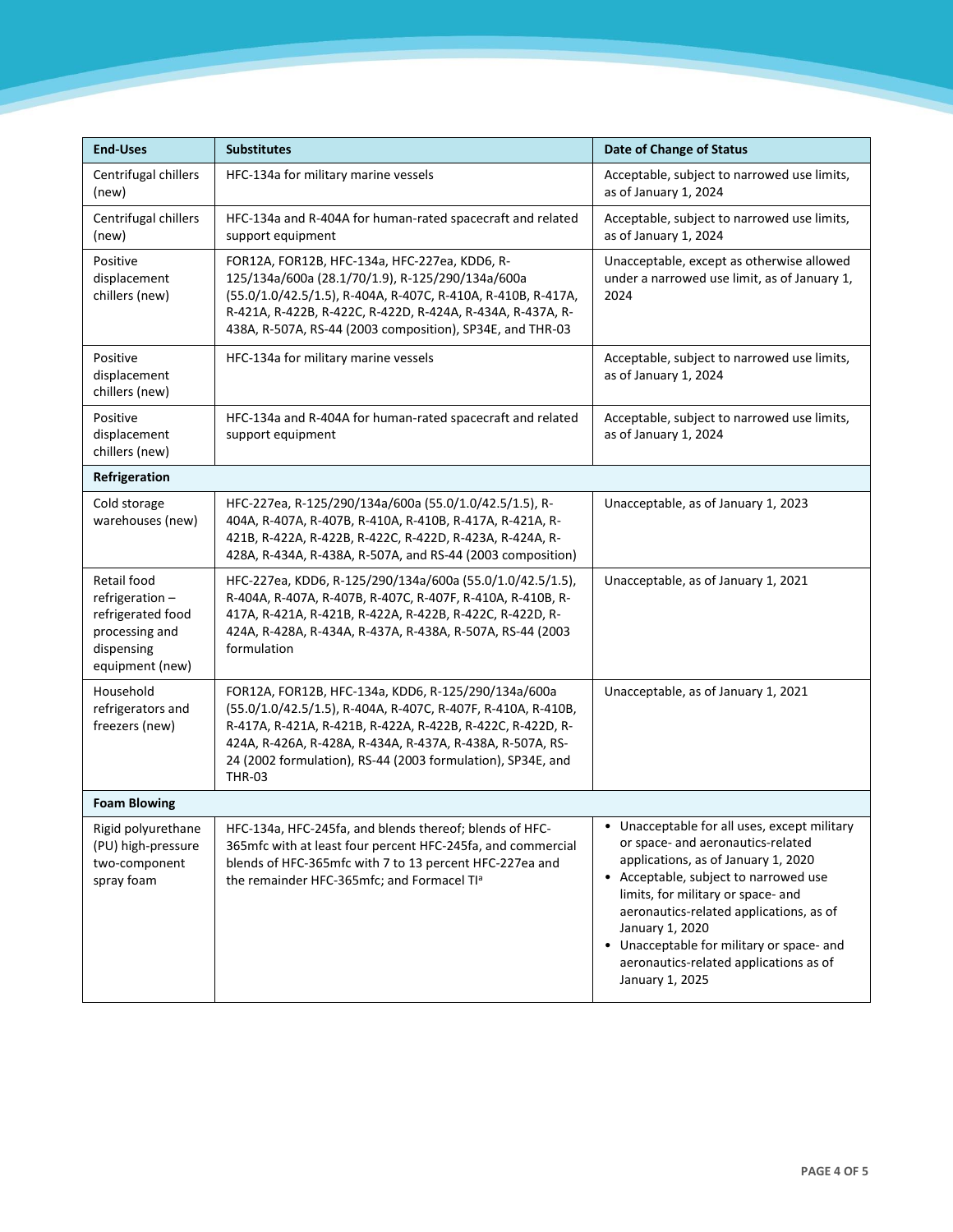| End-Uses | Substitutes | Date of Change of Status |
|---|---|---|
| Centrifugal chillers (new) | HFC-134a for military marine vessels | Acceptable, subject to narrowed use limits, as of January 1, 2024 |
| Centrifugal chillers (new) | HFC-134a and R-404A for human-rated spacecraft and related support equipment | Acceptable, subject to narrowed use limits, as of January 1, 2024 |
| Positive displacement chillers (new) | FOR12A, FOR12B, HFC-134a, HFC-227ea, KDD6, R-125/134a/600a (28.1/70/1.9), R-125/290/134a/600a (55.0/1.0/42.5/1.5), R-404A, R-407C, R-410A, R-410B, R-417A, R-421A, R-422B, R-422C, R-422D, R-424A, R-434A, R-437A, R-438A, R-507A, RS-44 (2003 composition), SP34E, and THR-03 | Unacceptable, except as otherwise allowed under a narrowed use limit, as of January 1, 2024 |
| Positive displacement chillers (new) | HFC-134a for military marine vessels | Acceptable, subject to narrowed use limits, as of January 1, 2024 |
| Positive displacement chillers (new) | HFC-134a and R-404A for human-rated spacecraft and related support equipment | Acceptable, subject to narrowed use limits, as of January 1, 2024 |
| **Refrigeration** | | |
| Cold storage warehouses (new) | HFC-227ea, R-125/290/134a/600a (55.0/1.0/42.5/1.5), R-404A, R-407A, R-407B, R-410A, R-410B, R-417A, R-421A, R-421B, R-422A, R-422B, R-422C, R-422D, R-423A, R-424A, R-428A, R-434A, R-438A, R-507A, and RS-44 (2003 composition) | Unacceptable, as of January 1, 2023 |
| Retail food refrigeration – refrigerated food processing and dispensing equipment (new) | HFC-227ea, KDD6, R-125/290/134a/600a (55.0/1.0/42.5/1.5), R-404A, R-407A, R-407B, R-407C, R-407F, R-410A, R-410B, R-417A, R-421A, R-421B, R-422A, R-422B, R-422C, R-422D, R-424A, R-428A, R-434A, R-437A, R-438A, R-507A, RS-44 (2003 formulation | Unacceptable, as of January 1, 2021 |
| Household refrigerators and freezers (new) | FOR12A, FOR12B, HFC-134a, KDD6, R-125/290/134a/600a (55.0/1.0/42.5/1.5), R-404A, R-407C, R-407F, R-410A, R-410B, R-417A, R-421A, R-421B, R-422A, R-422B, R-422C, R-422D, R-424A, R-426A, R-428A, R-434A, R-437A, R-438A, R-507A, RS-24 (2002 formulation), RS-44 (2003 formulation), SP34E, and THR-03 | Unacceptable, as of January 1, 2021 |
| **Foam Blowing** | | |
| Rigid polyurethane (PU) high-pressure two-component spray foam | HFC-134a, HFC-245fa, and blends thereof; blends of HFC-365mfc with at least four percent HFC-245fa, and commercial blends of HFC-365mfc with 7 to 13 percent HFC-227ea and the remainder HFC-365mfc; and Formacel TI[a] | • Unacceptable for all uses, except military or space- and aeronautics-related applications, as of January 1, 2020<br>• Acceptable, subject to narrowed use limits, for military or space- and aeronautics-related applications, as of January 1, 2020<br>• Unacceptable for military or space- and aeronautics-related applications as of January 1, 2025 |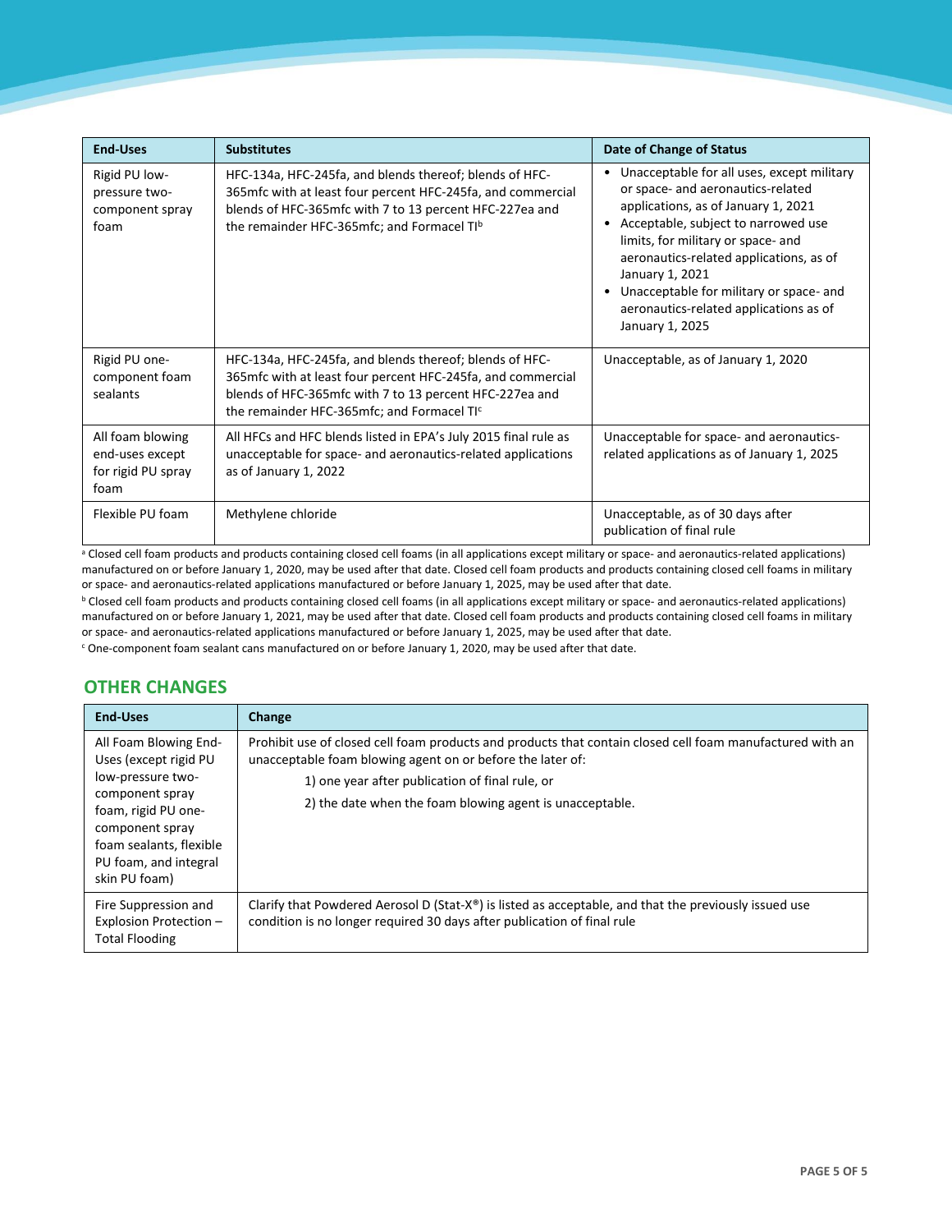| End-Uses | Substitutes | Date of Change of Status |
|---|---|---|
| Rigid PU low-pressure two-component spray foam | HFC-134a, HFC-245fa, and blends thereof; blends of HFC-365mfc with at least four percent HFC-245fa, and commercial blends of HFC-365mfc with 7 to 13 percent HFC-227ea and the remainder HFC-365mfc; and Formacel TI[b] | • Unacceptable for all uses, except military or space- and aeronautics-related applications, as of January 1, 2021<br>• Acceptable, subject to narrowed use limits, for military or space- and aeronautics-related applications, as of January 1, 2021<br>• Unacceptable for military or space- and aeronautics-related applications as of January 1, 2025 |
| Rigid PU one-component foam sealants | HFC-134a, HFC-245fa, and blends thereof; blends of HFC-365mfc with at least four percent HFC-245fa, and commercial blends of HFC-365mfc with 7 to 13 percent HFC-227ea and the remainder HFC-365mfc; and Formacel TI[c] | Unacceptable, as of January 1, 2020 |
| All foam blowing end-uses except for rigid PU spray foam | All HFCs and HFC blends listed in EPA's July 2015 final rule as unacceptable for space- and aeronautics-related applications as of January 1, 2022 | Unacceptable for space- and aeronautics-related applications as of January 1, 2025 |
| Flexible PU foam | Methylene chloride | Unacceptable, as of 30 days after publication of final rule |

[a] Closed cell foam products and products containing closed cell foams (in all applications except military or space- and aeronautics-related applications) manufactured on or before January 1, 2020, may be used after that date. Closed cell foam products and products containing closed cell foams in military or space- and aeronautics-related applications manufactured or before January 1, 2025, may be used after that date.

[b] Closed cell foam products and products containing closed cell foams (in all applications except military or space- and aeronautics-related applications) manufactured on or before January 1, 2021, may be used after that date. Closed cell foam products and products containing closed cell foams in military or space- and aeronautics-related applications manufactured or before January 1, 2025, may be used after that date.

[c] One-component foam sealant cans manufactured on or before January 1, 2020, may be used after that date.

## OTHER CHANGES

| End-Uses | Change |
|---|---|
| All Foam Blowing End-Uses (except rigid PU low-pressure two-component spray foam, rigid PU one-component spray foam sealants, flexible PU foam, and integral skin PU foam) | Prohibit use of closed cell foam products and products that contain closed cell foam manufactured with an unacceptable foam blowing agent on or before the later of:<br>1) one year after publication of final rule, or<br>2) the date when the foam blowing agent is unacceptable. |
| Fire Suppression and Explosion Protection – Total Flooding | Clarify that Powdered Aerosol D (Stat-X®) is listed as acceptable, and that the previously issued use condition is no longer required 30 days after publication of final rule |